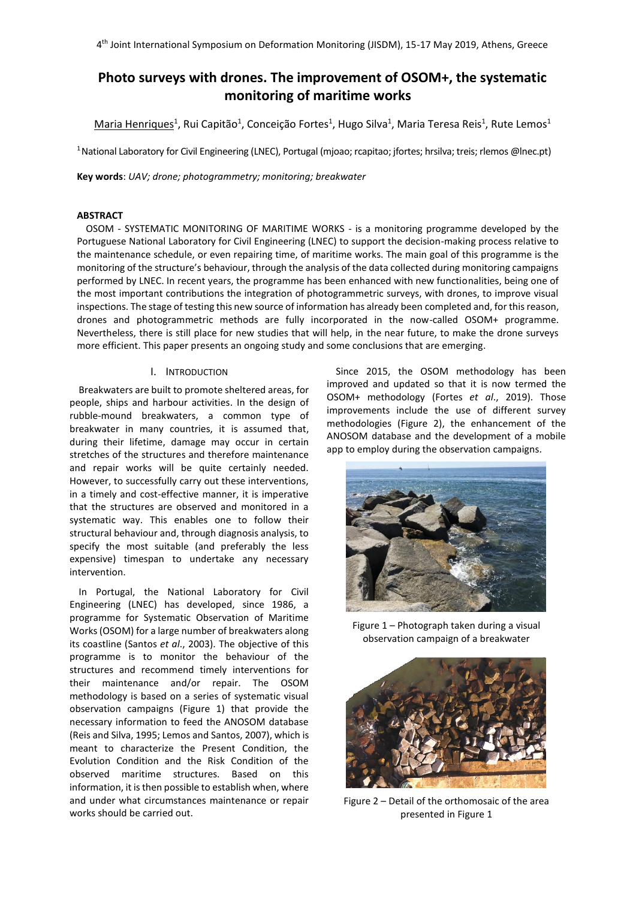# Photo surveys with drones. The improvement of OSOM+, the systematic monitoring of maritime works

Maria Henriques[1], Rui Capitão[1], Conceição Fortes[1], Hugo Silva[1], Maria Teresa Reis[1], Rute Lemos[1]

[1] National Laboratory for Civil Engineering (LNEC), Portugal (mjoao; rcapitao; jfortes; hrsilva; treis; rlemos @lnec.pt)

**Key words**: *UAV; drone; photogrammetry; monitoring; breakwater*

## ABSTRACT

OSOM - SYSTEMATIC MONITORING OF MARITIME WORKS - is a monitoring programme developed by the Portuguese National Laboratory for Civil Engineering (LNEC) to support the decision-making process relative to the maintenance schedule, or even repairing time, of maritime works. The main goal of this programme is the monitoring of the structure's behaviour, through the analysis of the data collected during monitoring campaigns performed by LNEC. In recent years, the programme has been enhanced with new functionalities, being one of the most important contributions the integration of photogrammetric surveys, with drones, to improve visual inspections. The stage of testing this new source of information has already been completed and, for this reason, drones and photogrammetric methods are fully incorporated in the now-called OSOM+ programme. Nevertheless, there is still place for new studies that will help, in the near future, to make the drone surveys more efficient. This paper presents an ongoing study and some conclusions that are emerging.

## I. INTRODUCTION

Breakwaters are built to promote sheltered areas, for people, ships and harbour activities. In the design of rubble-mound breakwaters, a common type of breakwater in many countries, it is assumed that, during their lifetime, damage may occur in certain stretches of the structures and therefore maintenance and repair works will be quite certainly needed. However, to successfully carry out these interventions, in a timely and cost-effective manner, it is imperative that the structures are observed and monitored in a systematic way. This enables one to follow their structural behaviour and, through diagnosis analysis, to specify the most suitable (and preferably the less expensive) timespan to undertake any necessary intervention.

In Portugal, the National Laboratory for Civil Engineering (LNEC) has developed, since 1986, a programme for Systematic Observation of Maritime Works (OSOM) for a large number of breakwaters along its coastline (Santos *et al.*, 2003). The objective of this programme is to monitor the behaviour of the structures and recommend timely interventions for their maintenance and/or repair. The OSOM methodology is based on a series of systematic visual observation campaigns (Figure 1) that provide the necessary information to feed the ANOSOM database (Reis and Silva, 1995; Lemos and Santos, 2007), which is meant to characterize the Present Condition, the Evolution Condition and the Risk Condition of the observed maritime structures. Based on this information, it is then possible to establish when, where and under what circumstances maintenance or repair works should be carried out.

Since 2015, the OSOM methodology has been improved and updated so that it is now termed the OSOM+ methodology (Fortes *et al.*, 2019). Those improvements include the use of different survey methodologies (Figure 2), the enhancement of the ANOSOM database and the development of a mobile app to employ during the observation campaigns.

Figure 1 – Photograph taken during a visual observation campaign of a breakwater

Figure 2 – Detail of the orthomosaic of the area presented in Figure 1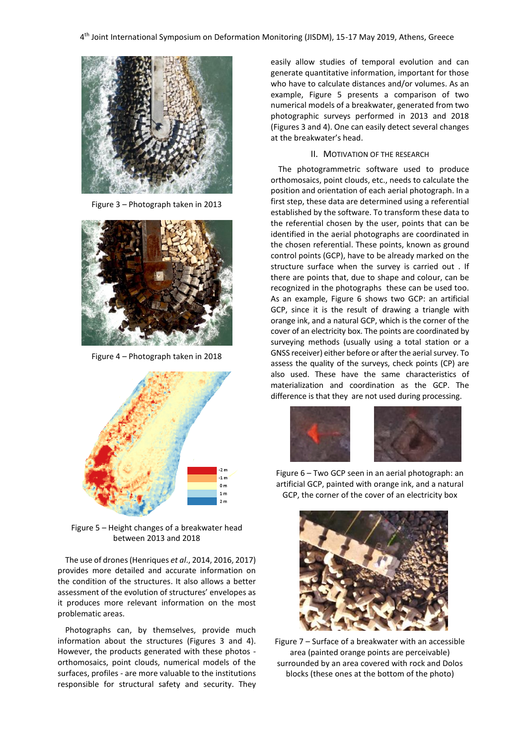Figure 3 – Photograph taken in 2013

Figure 4 – Photograph taken in 2018

Figure 5 – Height changes of a breakwater head between 2013 and 2018

The use of drones (Henriques *et al*., 2014, 2016, 2017) provides more detailed and accurate information on the condition of the structures. It also allows a better assessment of the evolution of structures' envelopes as it produces more relevant information on the most problematic areas.

Photographs can, by themselves, provide much information about the structures (Figures 3 and 4). However, the products generated with these photos - orthomosaics, point clouds, numerical models of the surfaces, profiles - are more valuable to the institutions responsible for structural safety and security. They easily allow studies of temporal evolution and can generate quantitative information, important for those who have to calculate distances and/or volumes. As an example, Figure 5 presents a comparison of two numerical models of a breakwater, generated from two photographic surveys performed in 2013 and 2018 (Figures 3 and 4). One can easily detect several changes at the breakwater's head.

## II. MOTIVATION OF THE RESEARCH

The photogrammetric software used to produce orthomosaics, point clouds, etc., needs to calculate the position and orientation of each aerial photograph. In a first step, these data are determined using a referential established by the software. To transform these data to the referential chosen by the user, points that can be identified in the aerial photographs are coordinated in the chosen referential. These points, known as ground control points (GCP), have to be already marked on the structure surface when the survey is carried out . If there are points that, due to shape and colour, can be recognized in the photographs these can be used too. As an example, Figure 6 shows two GCP: an artificial GCP, since it is the result of drawing a triangle with orange ink, and a natural GCP, which is the corner of the cover of an electricity box. The points are coordinated by surveying methods (usually using a total station or a GNSS receiver) either before or after the aerial survey. To assess the quality of the surveys, check points (CP) are also used. These have the same characteristics of materialization and coordination as the GCP. The difference is that they are not used during processing.

Figure 6 – Two GCP seen in an aerial photograph: an artificial GCP, painted with orange ink, and a natural GCP, the corner of the cover of an electricity box

Figure 7 – Surface of a breakwater with an accessible area (painted orange points are perceivable) surrounded by an area covered with rock and Dolos blocks (these ones at the bottom of the photo)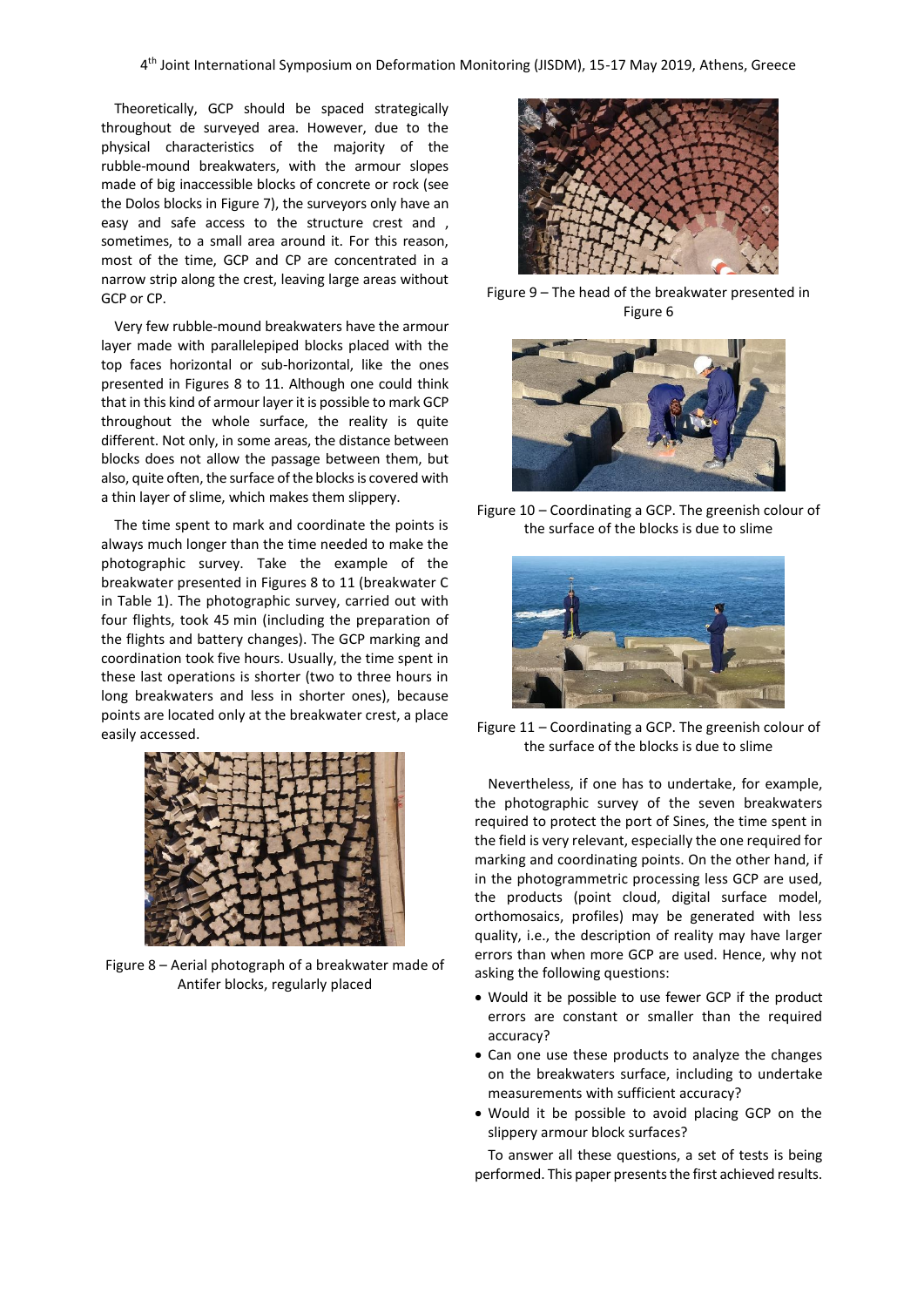Theoretically, GCP should be spaced strategically throughout de surveyed area. However, due to the physical characteristics of the majority of the rubble-mound breakwaters, with the armour slopes made of big inaccessible blocks of concrete or rock (see the Dolos blocks in Figure 7), the surveyors only have an easy and safe access to the structure crest and , sometimes, to a small area around it. For this reason, most of the time, GCP and CP are concentrated in a narrow strip along the crest, leaving large areas without GCP or CP.

Very few rubble-mound breakwaters have the armour layer made with parallelepiped blocks placed with the top faces horizontal or sub-horizontal, like the ones presented in Figures 8 to 11. Although one could think that in this kind of armour layer it is possible to mark GCP throughout the whole surface, the reality is quite different. Not only, in some areas, the distance between blocks does not allow the passage between them, but also, quite often, the surface of the blocks is covered with a thin layer of slime, which makes them slippery.

The time spent to mark and coordinate the points is always much longer than the time needed to make the photographic survey. Take the example of the breakwater presented in Figures 8 to 11 (breakwater C in Table 1). The photographic survey, carried out with four flights, took 45 min (including the preparation of the flights and battery changes). The GCP marking and coordination took five hours. Usually, the time spent in these last operations is shorter (two to three hours in long breakwaters and less in shorter ones), because points are located only at the breakwater crest, a place easily accessed.

Figure 8 – Aerial photograph of a breakwater made of Antifer blocks, regularly placed

Figure 9 – The head of the breakwater presented in Figure 6

Figure 10 – Coordinating a GCP. The greenish colour of the surface of the blocks is due to slime

Figure 11 – Coordinating a GCP. The greenish colour of the surface of the blocks is due to slime

Nevertheless, if one has to undertake, for example, the photographic survey of the seven breakwaters required to protect the port of Sines, the time spent in the field is very relevant, especially the one required for marking and coordinating points. On the other hand, if in the photogrammetric processing less GCP are used, the products (point cloud, digital surface model, orthomosaics, profiles) may be generated with less quality, i.e., the description of reality may have larger errors than when more GCP are used. Hence, why not asking the following questions:

- Would it be possible to use fewer GCP if the product errors are constant or smaller than the required accuracy?
- Can one use these products to analyze the changes on the breakwaters surface, including to undertake measurements with sufficient accuracy?
- Would it be possible to avoid placing GCP on the slippery armour block surfaces?

To answer all these questions, a set of tests is being performed. This paper presents the first achieved results.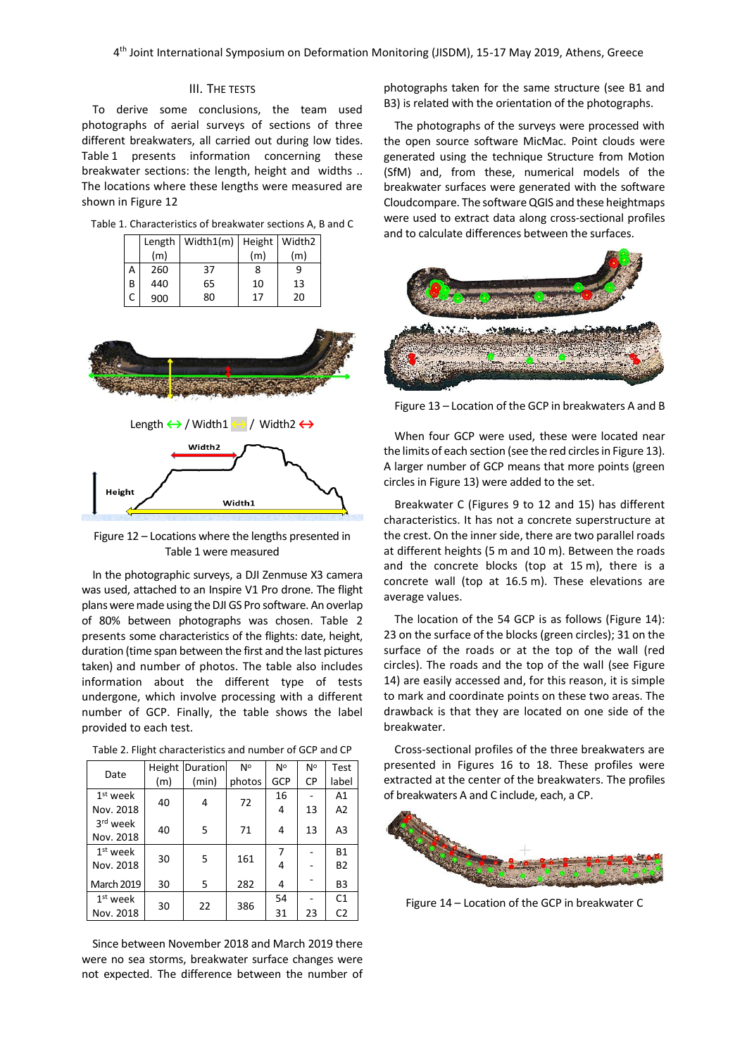## III. The Tests

To derive some conclusions, the team used photographs of aerial surveys of sections of three different breakwaters, all carried out during low tides. Table 1 presents information concerning these breakwater sections: the length, height and widths .. The locations where these lengths were measured are shown in Figure 12

Table 1. Characteristics of breakwater sections A, B and C

| | Length (m) | Width1(m) | Height (m) | Width2 (m) |
|---|---|---|---|---|
| A | 260 | 37 | 8 | 9 |
| B | 440 | 65 | 10 | 13 |
| C | 900 | 80 | 17 | 20 |

Length ↔ / Width1 ↔ / Width2 ↔

Figure 12 – Locations where the lengths presented in Table 1 were measured

In the photographic surveys, a DJI Zenmuse X3 camera was used, attached to an Inspire V1 Pro drone. The flight plans were made using the DJI GS Pro software. An overlap of 80% between photographs was chosen. Table 2 presents some characteristics of the flights: date, height, duration (time span between the first and the last pictures taken) and number of photos. The table also includes information about the different type of tests undergone, which involve processing with a different number of GCP. Finally, the table shows the label provided to each test.

Table 2. Flight characteristics and number of GCP and CP

| Date | Height (m) | Duration (min) | Nº photos | Nº GCP | Nº CP | Test label |
|---|---|---|---|---|---|---|
| 1st week Nov. 2018 | 40 | 4 | 72 | 16 | - | A1 |
| | | | | 4 | 13 | A2 |
| 3rd week Nov. 2018 | 40 | 5 | 71 | 4 | 13 | A3 |
| 1st week Nov. 2018 | 30 | 5 | 161 | 7 | - | B1 |
| | | | | 4 | - | B2 |
| March 2019 | 30 | 5 | 282 | 4 | - | B3 |
| 1st week Nov. 2018 | 30 | 22 | 386 | 54 | - | C1 |
| | | | | 31 | 23 | C2 |

Since between November 2018 and March 2019 there were no sea storms, breakwater surface changes were not expected. The difference between the number of photographs taken for the same structure (see B1 and B3) is related with the orientation of the photographs.

The photographs of the surveys were processed with the open source software MicMac. Point clouds were generated using the technique Structure from Motion (SfM) and, from these, numerical models of the breakwater surfaces were generated with the software Cloudcompare. The software QGIS and these heightmaps were used to extract data along cross-sectional profiles and to calculate differences between the surfaces.

Figure 13 – Location of the GCP in breakwaters A and B

When four GCP were used, these were located near the limits of each section (see the red circles in Figure 13). A larger number of GCP means that more points (green circles in Figure 13) were added to the set.

Breakwater C (Figures 9 to 12 and 15) has different characteristics. It has not a concrete superstructure at the crest. On the inner side, there are two parallel roads at different heights (5 m and 10 m). Between the roads and the concrete blocks (top at 15 m), there is a concrete wall (top at 16.5 m). These elevations are average values.

The location of the 54 GCP is as follows (Figure 14): 23 on the surface of the blocks (green circles); 31 on the surface of the roads or at the top of the wall (red circles). The roads and the top of the wall (see Figure 14) are easily accessed and, for this reason, it is simple to mark and coordinate points on these two areas. The drawback is that they are located on one side of the breakwater.

Cross-sectional profiles of the three breakwaters are presented in Figures 16 to 18. These profiles were extracted at the center of the breakwaters. The profiles of breakwaters A and C include, each, a CP.

Figure 14 – Location of the GCP in breakwater C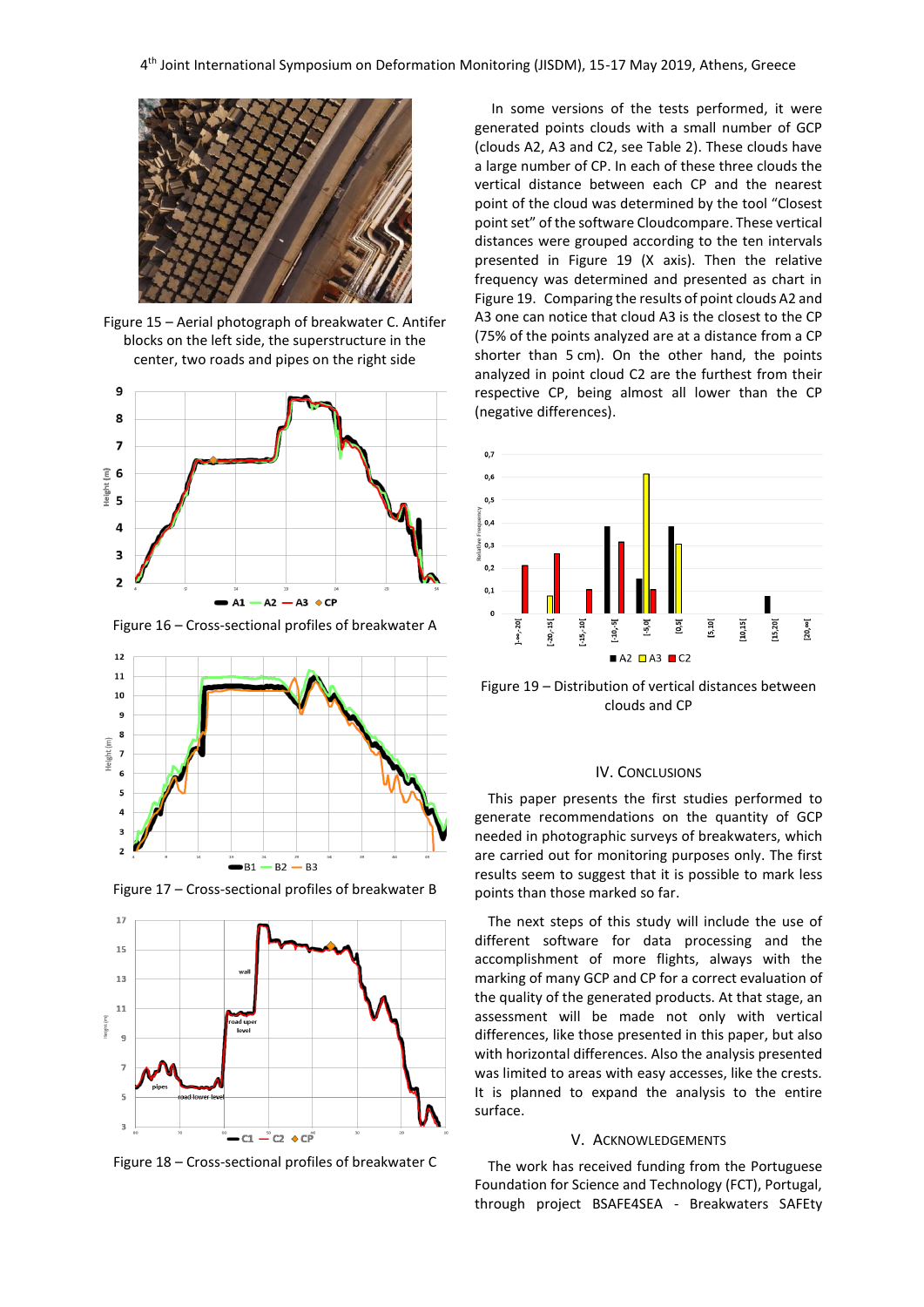Figure 15 – Aerial photograph of breakwater C. Antifer blocks on the left side, the superstructure in the center, two roads and pipes on the right side

Figure 16 – Cross-sectional profiles of breakwater A

Figure 17 – Cross-sectional profiles of breakwater B

Figure 18 – Cross-sectional profiles of breakwater C

In some versions of the tests performed, it were generated points clouds with a small number of GCP (clouds A2, A3 and C2, see Table 2). These clouds have a large number of CP. In each of these three clouds the vertical distance between each CP and the nearest point of the cloud was determined by the tool "Closest point set" of the software Cloudcompare. These vertical distances were grouped according to the ten intervals presented in Figure 19 (X axis). Then the relative frequency was determined and presented as chart in Figure 19. Comparing the results of point clouds A2 and A3 one can notice that cloud A3 is the closest to the CP (75% of the points analyzed are at a distance from a CP shorter than 5 cm). On the other hand, the points analyzed in point cloud C2 are the furthest from their respective CP, being almost all lower than the CP (negative differences).

Figure 19 – Distribution of vertical distances between clouds and CP

## IV. Conclusions

This paper presents the first studies performed to generate recommendations on the quantity of GCP needed in photographic surveys of breakwaters, which are carried out for monitoring purposes only. The first results seem to suggest that it is possible to mark less points than those marked so far.

The next steps of this study will include the use of different software for data processing and the accomplishment of more flights, always with the marking of many GCP and CP for a correct evaluation of the quality of the generated products. At that stage, an assessment will be made not only with vertical differences, like those presented in this paper, but also with horizontal differences. Also the analysis presented was limited to areas with easy accesses, like the crests. It is planned to expand the analysis to the entire surface.

## V. Acknowledgements

The work has received funding from the Portuguese Foundation for Science and Technology (FCT), Portugal, through project BSAFE4SEA - Breakwaters SAFEty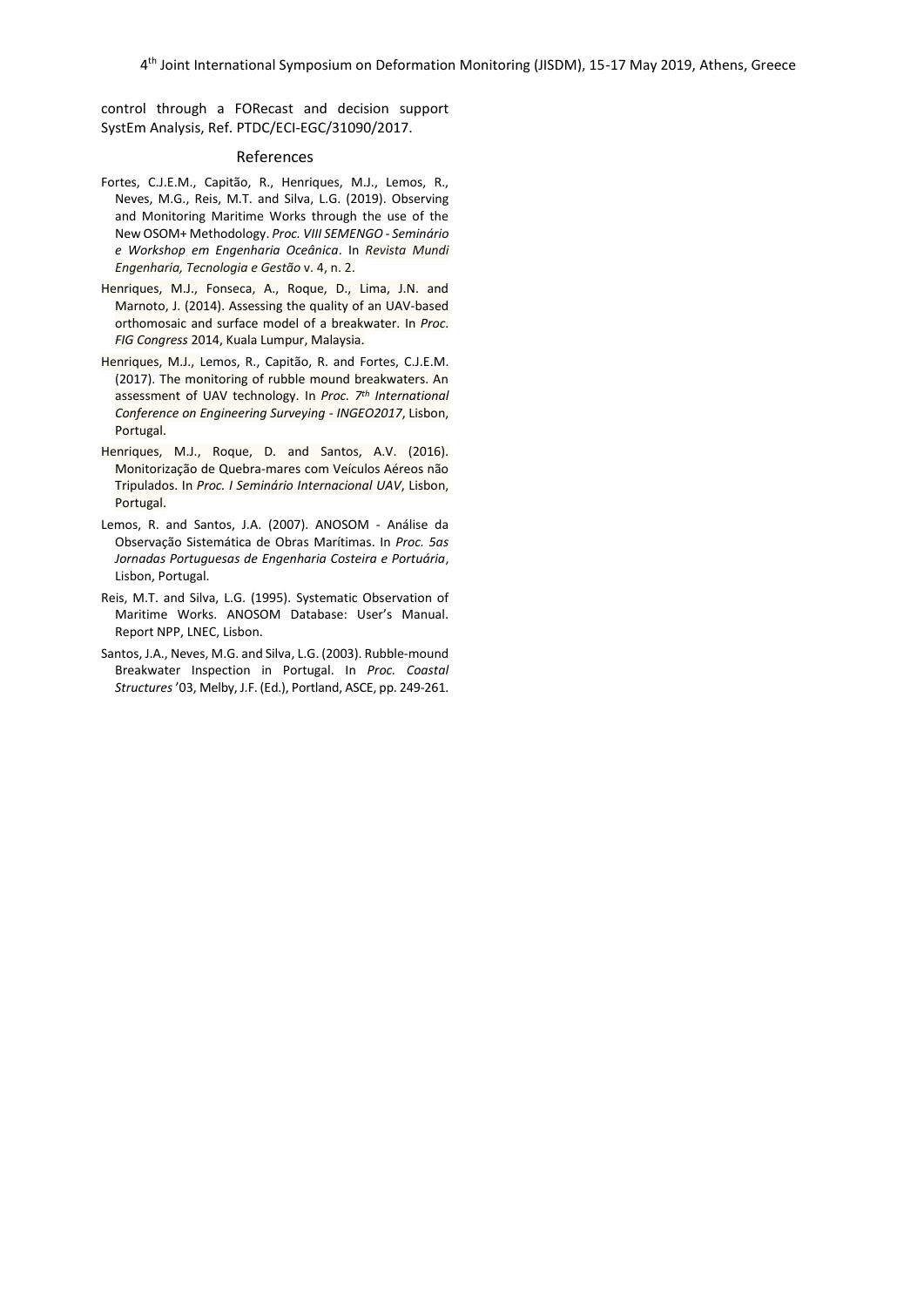control through a FORecast and decision support SystEm Analysis, Ref. PTDC/ECI-EGC/31090/2017.

## References

Fortes, C.J.E.M., Capitão, R., Henriques, M.J., Lemos, R., Neves, M.G., Reis, M.T. and Silva, L.G. (2019). Observing and Monitoring Maritime Works through the use of the New OSOM+ Methodology. *Proc. VIII SEMENGO - Seminário e Workshop em Engenharia Oceânica*. In *Revista Mundi Engenharia, Tecnologia e Gestão* v. 4, n. 2.

Henriques, M.J., Fonseca, A., Roque, D., Lima, J.N. and Marnoto, J. (2014). Assessing the quality of an UAV-based orthomosaic and surface model of a breakwater. In *Proc. FIG Congress* 2014, Kuala Lumpur, Malaysia.

Henriques, M.J., Lemos, R., Capitão, R. and Fortes, C.J.E.M. (2017). The monitoring of rubble mound breakwaters. An assessment of UAV technology. In *Proc. 7th International Conference on Engineering Surveying - INGEO2017*, Lisbon, Portugal.

Henriques, M.J., Roque, D. and Santos, A.V. (2016). Monitorização de Quebra-mares com Veículos Aéreos não Tripulados. In *Proc. I Seminário Internacional UAV*, Lisbon, Portugal.

Lemos, R. and Santos, J.A. (2007). ANOSOM - Análise da Observação Sistemática de Obras Marítimas. In *Proc. 5as Jornadas Portuguesas de Engenharia Costeira e Portuária*, Lisbon, Portugal.

Reis, M.T. and Silva, L.G. (1995). Systematic Observation of Maritime Works. ANOSOM Database: User's Manual. Report NPP, LNEC, Lisbon.

Santos, J.A., Neves, M.G. and Silva, L.G. (2003). Rubble-mound Breakwater Inspection in Portugal. In *Proc. Coastal Structures'*03, Melby, J.F. (Ed.), Portland, ASCE, pp. 249-261.